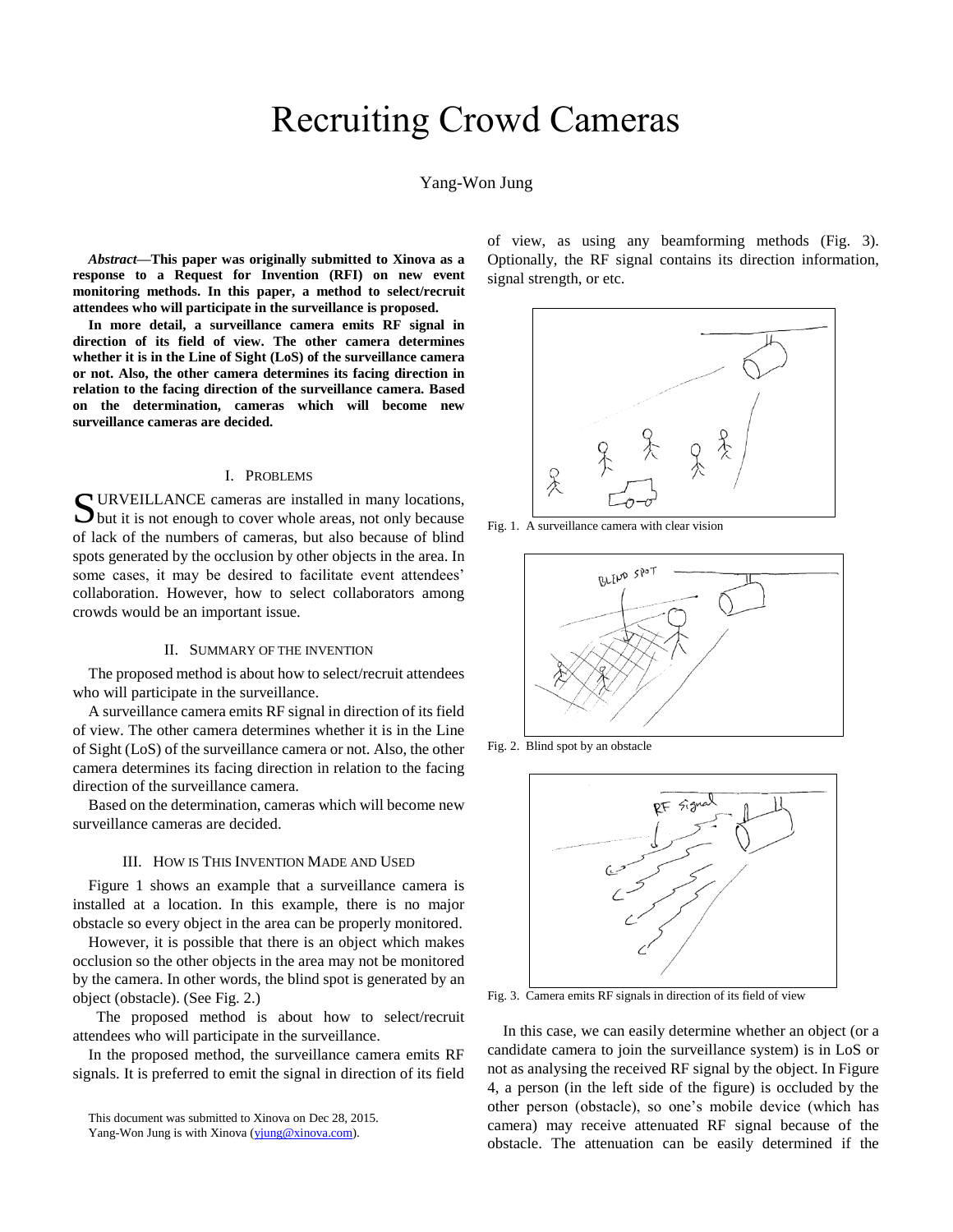# Recruiting Crowd Cameras

Yang-Won Jung

***Abstract*—This paper was originally submitted to Xinova as a response to a Request for Invention (RFI) on new event monitoring methods. In this paper, a method to select/recruit attendees who will participate in the surveillance is proposed.**

**In more detail, a surveillance camera emits RF signal in direction of its field of view. The other camera determines whether it is in the Line of Sight (LoS) of the surveillance camera or not. Also, the other camera determines its facing direction in relation to the facing direction of the surveillance camera. Based on the determination, cameras which will become new surveillance cameras are decided.**

## I. Problems

Surveillance cameras are installed in many locations, but it is not enough to cover whole areas, not only because of lack of the numbers of cameras, but also because of blind spots generated by the occlusion by other objects in the area. In some cases, it may be desired to facilitate event attendees' collaboration. However, how to select collaborators among crowds would be an important issue.

## II. Summary of the Invention

The proposed method is about how to select/recruit attendees who will participate in the surveillance.

A surveillance camera emits RF signal in direction of its field of view. The other camera determines whether it is in the Line of Sight (LoS) of the surveillance camera or not. Also, the other camera determines its facing direction in relation to the facing direction of the surveillance camera.

Based on the determination, cameras which will become new surveillance cameras are decided.

## III. How Is This Invention Made and Used

Figure 1 shows an example that a surveillance camera is installed at a location. In this example, there is no major obstacle so every object in the area can be properly monitored.

However, it is possible that there is an object which makes occlusion so the other objects in the area may not be monitored by the camera. In other words, the blind spot is generated by an object (obstacle). (See Fig. 2.)

The proposed method is about how to select/recruit attendees who will participate in the surveillance.

In the proposed method, the surveillance camera emits RF signals. It is preferred to emit the signal in direction of its field of view, as using any beamforming methods (Fig. 3). Optionally, the RF signal contains its direction information, signal strength, or etc.

Fig. 1. A surveillance camera with clear vision

Fig. 2. Blind spot by an obstacle

Fig. 3. Camera emits RF signals in direction of its field of view

In this case, we can easily determine whether an object (or a candidate camera to join the surveillance system) is in LoS or not as analysing the received RF signal by the object. In Figure 4, a person (in the left side of the figure) is occluded by the other person (obstacle), so one's mobile device (which has camera) may receive attenuated RF signal because of the obstacle. The attenuation can be easily determined if the

This document was submitted to Xinova on Dec 28, 2015.
Yang-Won Jung is with Xinova (yjung@xinova.com).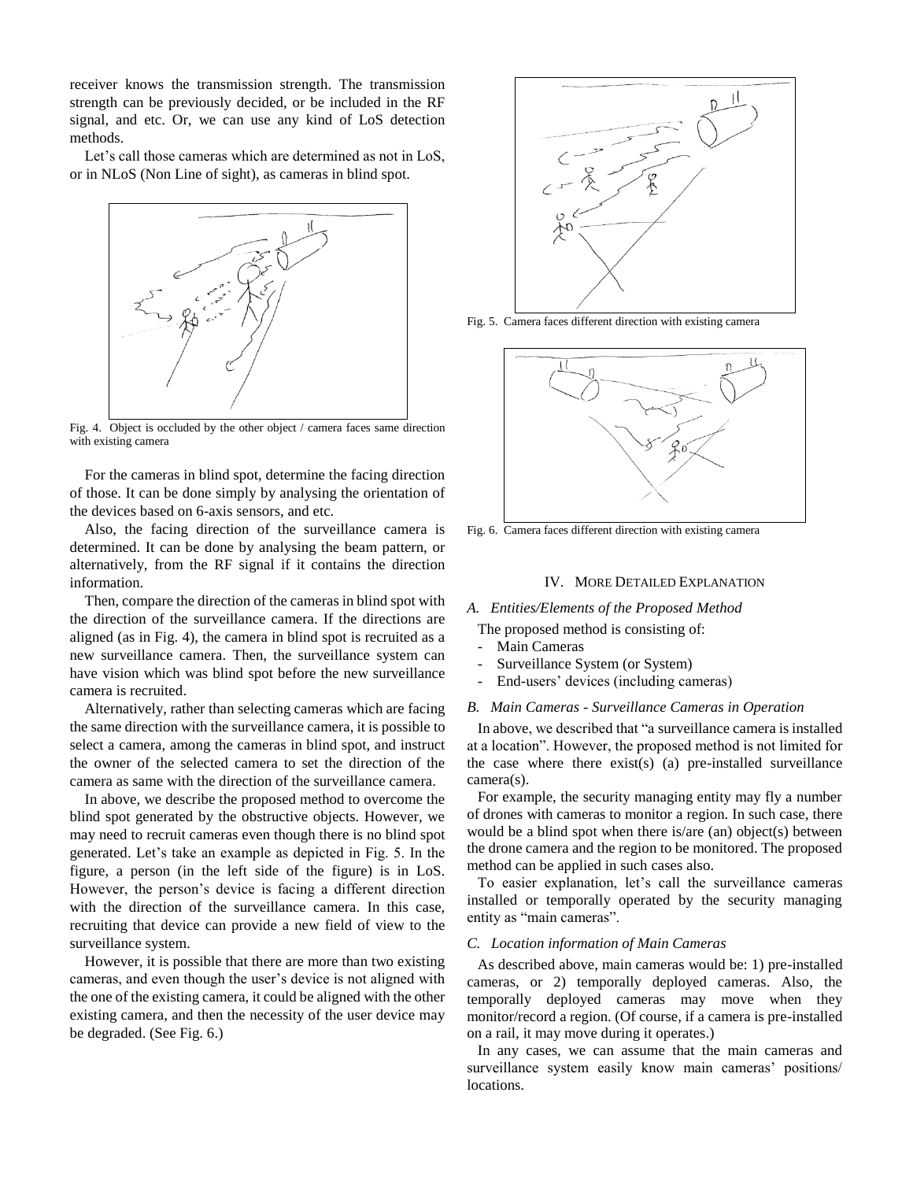receiver knows the transmission strength. The transmission strength can be previously decided, or be included in the RF signal, and etc. Or, we can use any kind of LoS detection methods.

Let's call those cameras which are determined as not in LoS, or in NLoS (Non Line of sight), as cameras in blind spot.

Fig. 4. Object is occluded by the other object / camera faces same direction with existing camera

For the cameras in blind spot, determine the facing direction of those. It can be done simply by analysing the orientation of the devices based on 6-axis sensors, and etc.

Also, the facing direction of the surveillance camera is determined. It can be done by analysing the beam pattern, or alternatively, from the RF signal if it contains the direction information.

Then, compare the direction of the cameras in blind spot with the direction of the surveillance camera. If the directions are aligned (as in Fig. 4), the camera in blind spot is recruited as a new surveillance camera. Then, the surveillance system can have vision which was blind spot before the new surveillance camera is recruited.

Alternatively, rather than selecting cameras which are facing the same direction with the surveillance camera, it is possible to select a camera, among the cameras in blind spot, and instruct the owner of the selected camera to set the direction of the camera as same with the direction of the surveillance camera.

In above, we describe the proposed method to overcome the blind spot generated by the obstructive objects. However, we may need to recruit cameras even though there is no blind spot generated. Let's take an example as depicted in Fig. 5. In the figure, a person (in the left side of the figure) is in LoS. However, the person's device is facing a different direction with the direction of the surveillance camera. In this case, recruiting that device can provide a new field of view to the surveillance system.

However, it is possible that there are more than two existing cameras, and even though the user's device is not aligned with the one of the existing camera, it could be aligned with the other existing camera, and then the necessity of the user device may be degraded. (See Fig. 6.)

Fig. 5. Camera faces different direction with existing camera

Fig. 6. Camera faces different direction with existing camera

## IV. More Detailed Explanation

### A. Entities/Elements of the Proposed Method

The proposed method is consisting of:

- Main Cameras
- Surveillance System (or System)
- End-users' devices (including cameras)

### B. Main Cameras - Surveillance Cameras in Operation

In above, we described that "a surveillance camera is installed at a location". However, the proposed method is not limited for the case where there exist(s) (a) pre-installed surveillance camera(s).

For example, the security managing entity may fly a number of drones with cameras to monitor a region. In such case, there would be a blind spot when there is/are (an) object(s) between the drone camera and the region to be monitored. The proposed method can be applied in such cases also.

To easier explanation, let's call the surveillance cameras installed or temporally operated by the security managing entity as "main cameras".

### C. Location information of Main Cameras

As described above, main cameras would be: 1) pre-installed cameras, or 2) temporally deployed cameras. Also, the temporally deployed cameras may move when they monitor/record a region. (Of course, if a camera is pre-installed on a rail, it may move during it operates.)

In any cases, we can assume that the main cameras and surveillance system easily know main cameras' positions/ locations.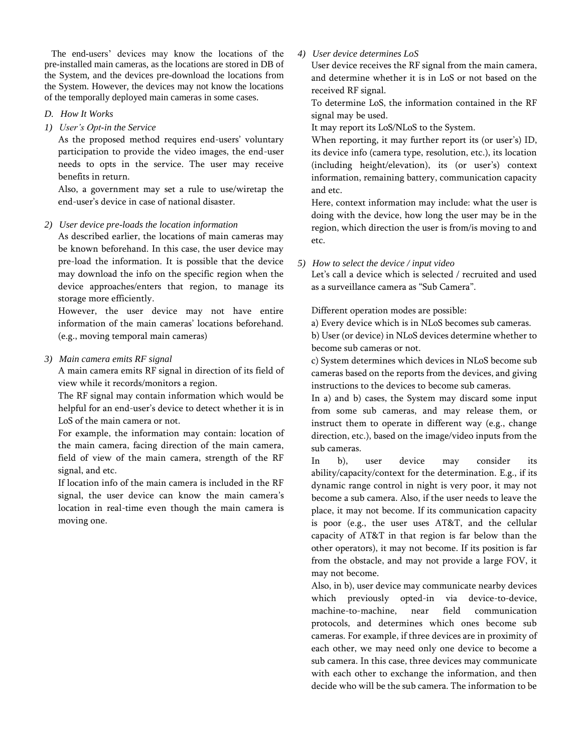The end-users' devices may know the locations of the pre-installed main cameras, as the locations are stored in DB of the System, and the devices pre-download the locations from the System. However, the devices may not know the locations of the temporally deployed main cameras in some cases.

### D. How It Works

#### 1) User's Opt-in the Service

As the proposed method requires end-users' voluntary participation to provide the video images, the end-user needs to opts in the service. The user may receive benefits in return.

Also, a government may set a rule to use/wiretap the end-user's device in case of national disaster.

#### 2) User device pre-loads the location information

As described earlier, the locations of main cameras may be known beforehand. In this case, the user device may pre-load the information. It is possible that the device may download the info on the specific region when the device approaches/enters that region, to manage its storage more efficiently.

However, the user device may not have entire information of the main cameras' locations beforehand. (e.g., moving temporal main cameras)

#### 3) Main camera emits RF signal

A main camera emits RF signal in direction of its field of view while it records/monitors a region.

The RF signal may contain information which would be helpful for an end-user's device to detect whether it is in LoS of the main camera or not.

For example, the information may contain: location of the main camera, facing direction of the main camera, field of view of the main camera, strength of the RF signal, and etc.

If location info of the main camera is included in the RF signal, the user device can know the main camera's location in real-time even though the main camera is moving one.

#### 4) User device determines LoS

User device receives the RF signal from the main camera, and determine whether it is in LoS or not based on the received RF signal.

To determine LoS, the information contained in the RF signal may be used.

It may report its LoS/NLoS to the System.

When reporting, it may further report its (or user's) ID, its device info (camera type, resolution, etc.), its location (including height/elevation), its (or user's) context information, remaining battery, communication capacity and etc.

Here, context information may include: what the user is doing with the device, how long the user may be in the region, which direction the user is from/is moving to and etc.

#### 5) How to select the device / input video

Let's call a device which is selected / recruited and used as a surveillance camera as "Sub Camera".

Different operation modes are possible:

a) Every device which is in NLoS becomes sub cameras.

b) User (or device) in NLoS devices determine whether to become sub cameras or not.

c) System determines which devices in NLoS become sub cameras based on the reports from the devices, and giving instructions to the devices to become sub cameras.

In a) and b) cases, the System may discard some input from some sub cameras, and may release them, or instruct them to operate in different way (e.g., change direction, etc.), based on the image/video inputs from the sub cameras.

In b), user device may consider its ability/capacity/context for the determination. E.g., if its dynamic range control in night is very poor, it may not become a sub camera. Also, if the user needs to leave the place, it may not become. If its communication capacity is poor (e.g., the user uses AT&T, and the cellular capacity of AT&T in that region is far below than the other operators), it may not become. If its position is far from the obstacle, and may not provide a large FOV, it may not become.

Also, in b), user device may communicate nearby devices which previously opted-in via device-to-device, machine-to-machine, near field communication protocols, and determines which ones become sub cameras. For example, if three devices are in proximity of each other, we may need only one device to become a sub camera. In this case, three devices may communicate with each other to exchange the information, and then decide who will be the sub camera. The information to be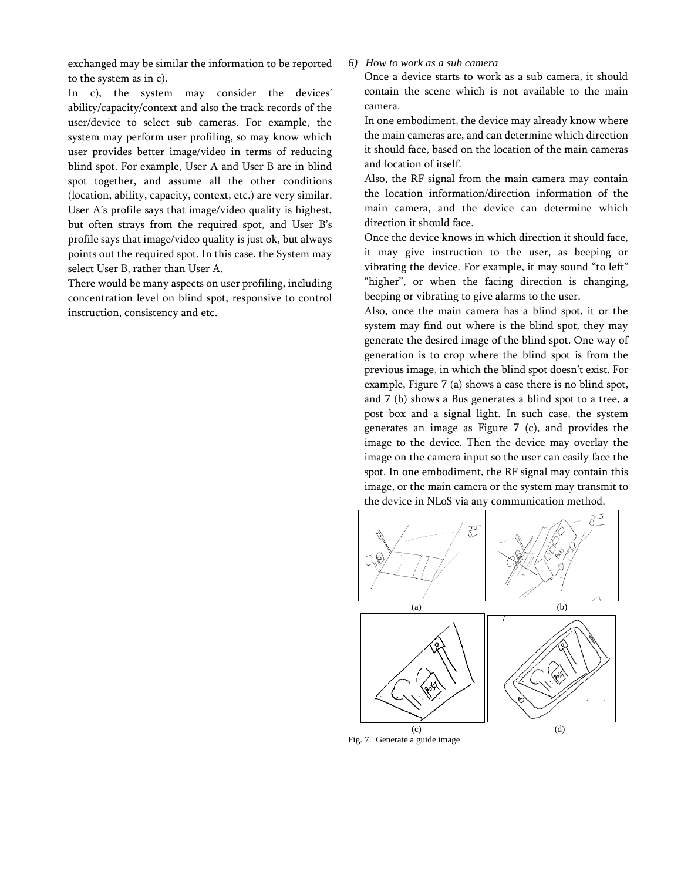exchanged may be similar the information to be reported to the system as in c).

In c), the system may consider the devices' ability/capacity/context and also the track records of the user/device to select sub cameras. For example, the system may perform user profiling, so may know which user provides better image/video in terms of reducing blind spot. For example, User A and User B are in blind spot together, and assume all the other conditions (location, ability, capacity, context, etc.) are very similar. User A's profile says that image/video quality is highest, but often strays from the required spot, and User B's profile says that image/video quality is just ok, but always points out the required spot. In this case, the System may select User B, rather than User A.

There would be many aspects on user profiling, including concentration level on blind spot, responsive to control instruction, consistency and etc.

*6) How to work as a sub camera*

Once a device starts to work as a sub camera, it should contain the scene which is not available to the main camera.

In one embodiment, the device may already know where the main cameras are, and can determine which direction it should face, based on the location of the main cameras and location of itself.

Also, the RF signal from the main camera may contain the location information/direction information of the main camera, and the device can determine which direction it should face.

Once the device knows in which direction it should face, it may give instruction to the user, as beeping or vibrating the device. For example, it may sound "to left" "higher", or when the facing direction is changing, beeping or vibrating to give alarms to the user.

Also, once the main camera has a blind spot, it or the system may find out where is the blind spot, they may generate the desired image of the blind spot. One way of generation is to crop where the blind spot is from the previous image, in which the blind spot doesn't exist. For example, Figure 7 (a) shows a case there is no blind spot, and 7 (b) shows a Bus generates a blind spot to a tree, a post box and a signal light. In such case, the system generates an image as Figure 7 (c), and provides the image to the device. Then the device may overlay the image on the camera input so the user can easily face the spot. In one embodiment, the RF signal may contain this image, or the main camera or the system may transmit to the device in NLoS via any communication method.

(a) (b)

(c) (d)

Fig. 7. Generate a guide image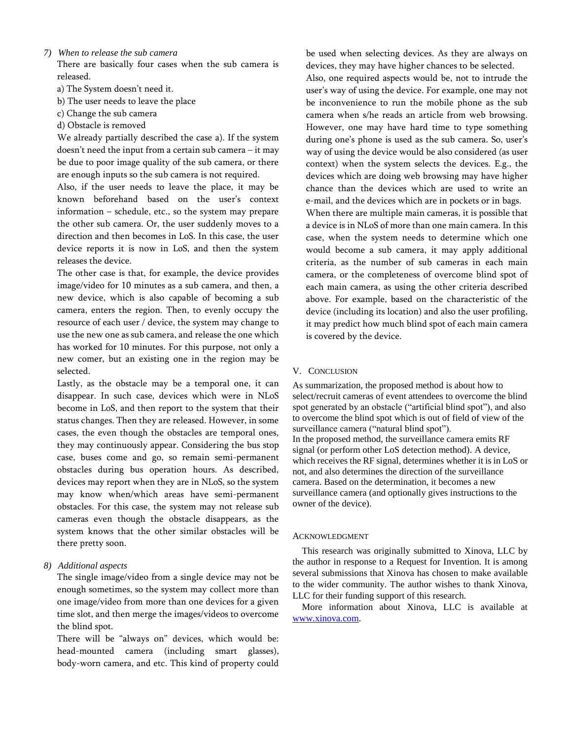*7) When to release the sub camera*

There are basically four cases when the sub camera is released.

a) The System doesn't need it.

b) The user needs to leave the place

c) Change the sub camera

d) Obstacle is removed

We already partially described the case a). If the system doesn't need the input from a certain sub camera – it may be due to poor image quality of the sub camera, or there are enough inputs so the sub camera is not required.

Also, if the user needs to leave the place, it may be known beforehand based on the user's context information – schedule, etc., so the system may prepare the other sub camera. Or, the user suddenly moves to a direction and then becomes in LoS. In this case, the user device reports it is now in LoS, and then the system releases the device.

The other case is that, for example, the device provides image/video for 10 minutes as a sub camera, and then, a new device, which is also capable of becoming a sub camera, enters the region. Then, to evenly occupy the resource of each user / device, the system may change to use the new one as sub camera, and release the one which has worked for 10 minutes. For this purpose, not only a new comer, but an existing one in the region may be selected.

Lastly, as the obstacle may be a temporal one, it can disappear. In such case, devices which were in NLoS become in LoS, and then report to the system that their status changes. Then they are released. However, in some cases, the even though the obstacles are temporal ones, they may continuously appear. Considering the bus stop case, buses come and go, so remain semi-permanent obstacles during bus operation hours. As described, devices may report when they are in NLoS, so the system may know when/which areas have semi-permanent obstacles. For this case, the system may not release sub cameras even though the obstacle disappears, as the system knows that the other similar obstacles will be there pretty soon.

*8) Additional aspects*

The single image/video from a single device may not be enough sometimes, so the system may collect more than one image/video from more than one devices for a given time slot, and then merge the images/videos to overcome the blind spot.

There will be "always on" devices, which would be: head-mounted camera (including smart glasses), body-worn camera, and etc. This kind of property could be used when selecting devices. As they are always on devices, they may have higher chances to be selected.

Also, one required aspects would be, not to intrude the user's way of using the device. For example, one may not be inconvenience to run the mobile phone as the sub camera when s/he reads an article from web browsing. However, one may have hard time to type something during one's phone is used as the sub camera. So, user's way of using the device would be also considered (as user context) when the system selects the devices. E.g., the devices which are doing web browsing may have higher chance than the devices which are used to write an e-mail, and the devices which are in pockets or in bags.

When there are multiple main cameras, it is possible that a device is in NLoS of more than one main camera. In this case, when the system needs to determine which one would become a sub camera, it may apply additional criteria, as the number of sub cameras in each main camera, or the completeness of overcome blind spot of each main camera, as using the other criteria described above. For example, based on the characteristic of the device (including its location) and also the user profiling, it may predict how much blind spot of each main camera is covered by the device.

## V. Conclusion

As summarization, the proposed method is about how to select/recruit cameras of event attendees to overcome the blind spot generated by an obstacle ("artificial blind spot"), and also to overcome the blind spot which is out of field of view of the surveillance camera ("natural blind spot").

In the proposed method, the surveillance camera emits RF signal (or perform other LoS detection method). A device, which receives the RF signal, determines whether it is in LoS or not, and also determines the direction of the surveillance camera. Based on the determination, it becomes a new surveillance camera (and optionally gives instructions to the owner of the device).

## Acknowledgment

This research was originally submitted to Xinova, LLC by the author in response to a Request for Invention. It is among several submissions that Xinova has chosen to make available to the wider community. The author wishes to thank Xinova, LLC for their funding support of this research.

More information about Xinova, LLC is available at [www.xinova.com](http://www.xinova.com).